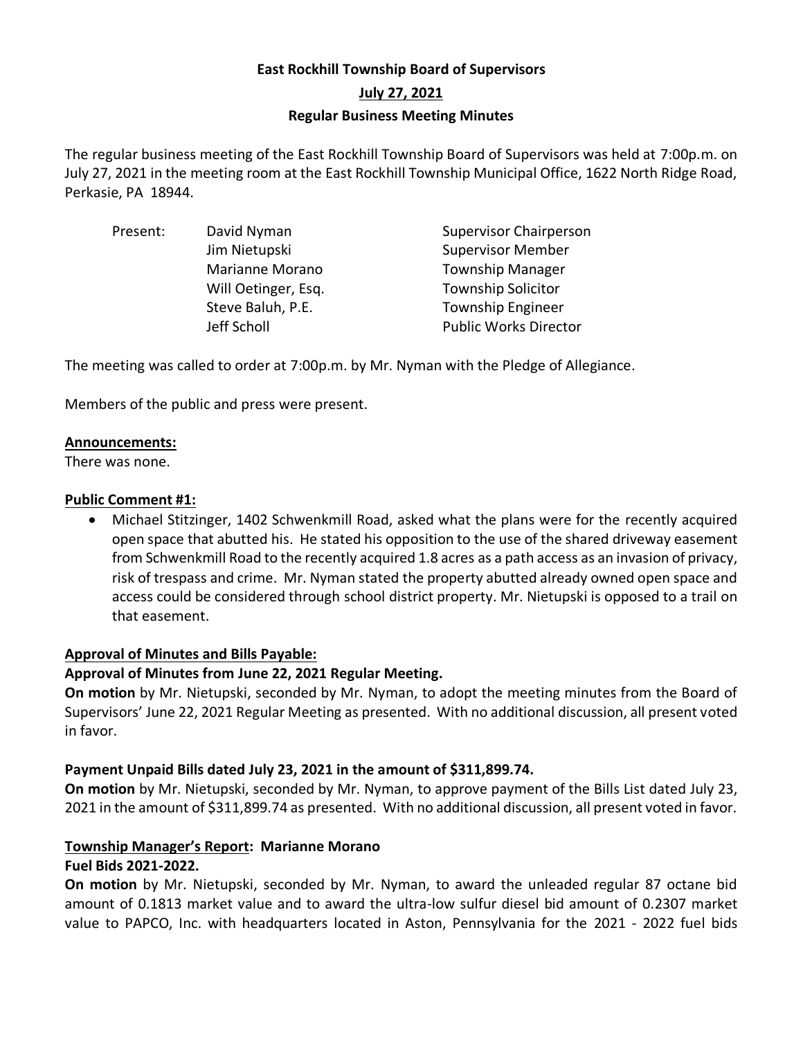# East Rockhill Township Board of Supervisors

## July 27, 2021

## Regular Business Meeting Minutes

The regular business meeting of the East Rockhill Township Board of Supervisors was held at 7:00p.m. on July 27, 2021 in the meeting room at the East Rockhill Township Municipal Office, 1622 North Ridge Road, Perkasie, PA 18944.

| Present: | David Nyman | Supervisor Chairperson |
|---|---|---|
| | Jim Nietupski | Supervisor Member |
| | Marianne Morano | Township Manager |
| | Will Oetinger, Esq. | Township Solicitor |
| | Steve Baluh, P.E. | Township Engineer |
| | Jeff Scholl | Public Works Director |

The meeting was called to order at 7:00p.m. by Mr. Nyman with the Pledge of Allegiance.

Members of the public and press were present.

**Announcements:**

There was none.

**Public Comment #1:**

- Michael Stitzinger, 1402 Schwenkmill Road, asked what the plans were for the recently acquired open space that abutted his. He stated his opposition to the use of the shared driveway easement from Schwenkmill Road to the recently acquired 1.8 acres as a path access as an invasion of privacy, risk of trespass and crime. Mr. Nyman stated the property abutted already owned open space and access could be considered through school district property. Mr. Nietupski is opposed to a trail on that easement.

**Approval of Minutes and Bills Payable:**

**Approval of Minutes from June 22, 2021 Regular Meeting.**

**On motion** by Mr. Nietupski, seconded by Mr. Nyman, to adopt the meeting minutes from the Board of Supervisors' June 22, 2021 Regular Meeting as presented. With no additional discussion, all present voted in favor.

**Payment Unpaid Bills dated July 23, 2021 in the amount of $311,899.74.**

**On motion** by Mr. Nietupski, seconded by Mr. Nyman, to approve payment of the Bills List dated July 23, 2021 in the amount of $311,899.74 as presented. With no additional discussion, all present voted in favor.

**Township Manager's Report: Marianne Morano**

**Fuel Bids 2021-2022.**

**On motion** by Mr. Nietupski, seconded by Mr. Nyman, to award the unleaded regular 87 octane bid amount of 0.1813 market value and to award the ultra-low sulfur diesel bid amount of 0.2307 market value to PAPCO, Inc. with headquarters located in Aston, Pennsylvania for the 2021 - 2022 fuel bids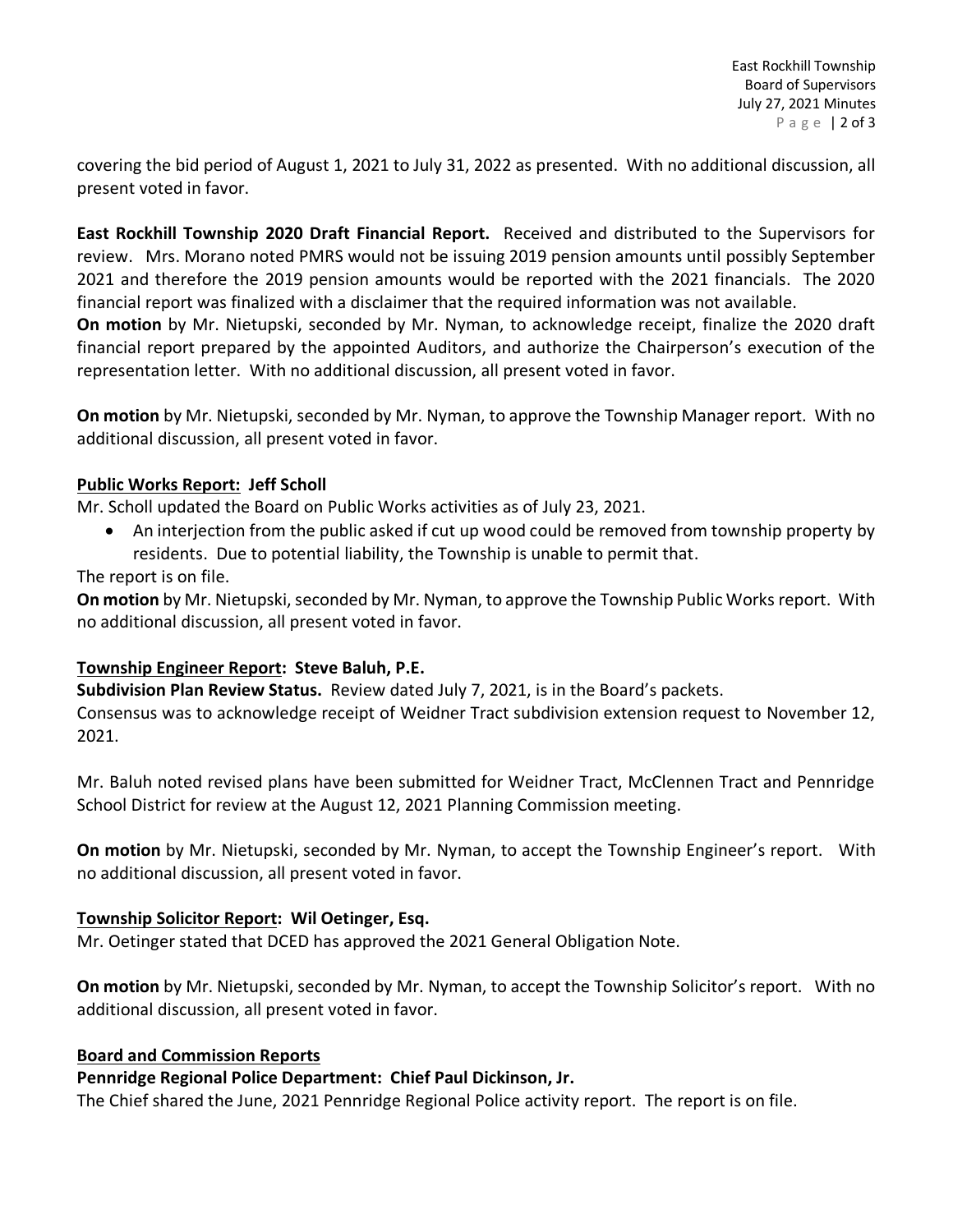covering the bid period of August 1, 2021 to July 31, 2022 as presented. With no additional discussion, all present voted in favor.

**East Rockhill Township 2020 Draft Financial Report.** Received and distributed to the Supervisors for review. Mrs. Morano noted PMRS would not be issuing 2019 pension amounts until possibly September 2021 and therefore the 2019 pension amounts would be reported with the 2021 financials. The 2020 financial report was finalized with a disclaimer that the required information was not available.
**On motion** by Mr. Nietupski, seconded by Mr. Nyman, to acknowledge receipt, finalize the 2020 draft financial report prepared by the appointed Auditors, and authorize the Chairperson's execution of the representation letter. With no additional discussion, all present voted in favor.

**On motion** by Mr. Nietupski, seconded by Mr. Nyman, to approve the Township Manager report. With no additional discussion, all present voted in favor.

**Public Works Report: Jeff Scholl**

Mr. Scholl updated the Board on Public Works activities as of July 23, 2021.

- An interjection from the public asked if cut up wood could be removed from township property by residents. Due to potential liability, the Township is unable to permit that.

The report is on file.
**On motion** by Mr. Nietupski, seconded by Mr. Nyman, to approve the Township Public Works report. With no additional discussion, all present voted in favor.

**Township Engineer Report: Steve Baluh, P.E.**

**Subdivision Plan Review Status.** Review dated July 7, 2021, is in the Board's packets.
Consensus was to acknowledge receipt of Weidner Tract subdivision extension request to November 12, 2021.

Mr. Baluh noted revised plans have been submitted for Weidner Tract, McClennen Tract and Pennridge School District for review at the August 12, 2021 Planning Commission meeting.

**On motion** by Mr. Nietupski, seconded by Mr. Nyman, to accept the Township Engineer's report. With no additional discussion, all present voted in favor.

**Township Solicitor Report: Wil Oetinger, Esq.**

Mr. Oetinger stated that DCED has approved the 2021 General Obligation Note.

**On motion** by Mr. Nietupski, seconded by Mr. Nyman, to accept the Township Solicitor's report. With no additional discussion, all present voted in favor.

**Board and Commission Reports**

**Pennridge Regional Police Department: Chief Paul Dickinson, Jr.**

The Chief shared the June, 2021 Pennridge Regional Police activity report. The report is on file.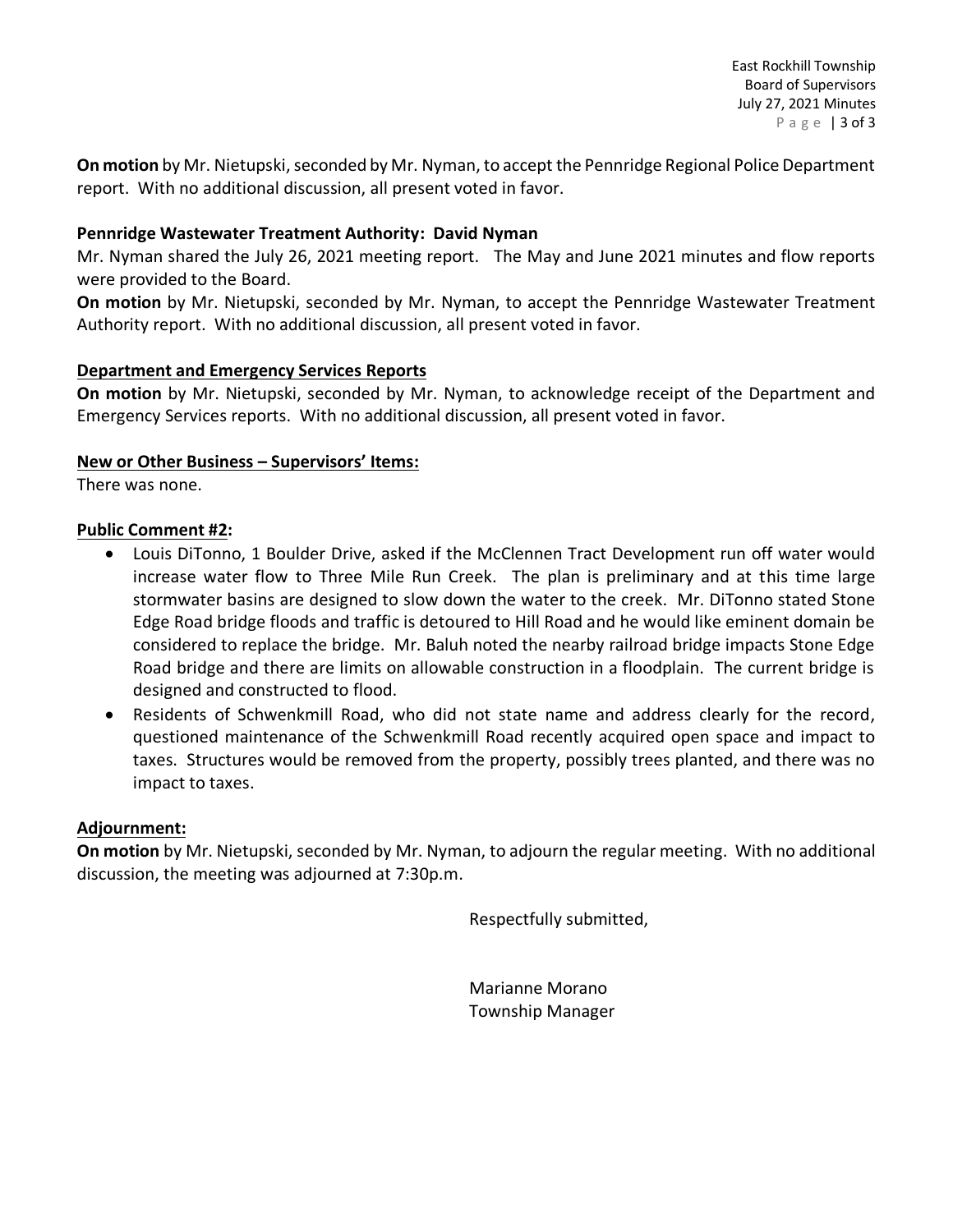**On motion** by Mr. Nietupski, seconded by Mr. Nyman, to accept the Pennridge Regional Police Department report. With no additional discussion, all present voted in favor.

**Pennridge Wastewater Treatment Authority: David Nyman**

Mr. Nyman shared the July 26, 2021 meeting report. The May and June 2021 minutes and flow reports were provided to the Board.

**On motion** by Mr. Nietupski, seconded by Mr. Nyman, to accept the Pennridge Wastewater Treatment Authority report. With no additional discussion, all present voted in favor.

**Department and Emergency Services Reports**

**On motion** by Mr. Nietupski, seconded by Mr. Nyman, to acknowledge receipt of the Department and Emergency Services reports. With no additional discussion, all present voted in favor.

**New or Other Business – Supervisors' Items:**

There was none.

**Public Comment #2:**

- Louis DiTonno, 1 Boulder Drive, asked if the McClennen Tract Development run off water would increase water flow to Three Mile Run Creek. The plan is preliminary and at this time large stormwater basins are designed to slow down the water to the creek. Mr. DiTonno stated Stone Edge Road bridge floods and traffic is detoured to Hill Road and he would like eminent domain be considered to replace the bridge. Mr. Baluh noted the nearby railroad bridge impacts Stone Edge Road bridge and there are limits on allowable construction in a floodplain. The current bridge is designed and constructed to flood.
- Residents of Schwenkmill Road, who did not state name and address clearly for the record, questioned maintenance of the Schwenkmill Road recently acquired open space and impact to taxes. Structures would be removed from the property, possibly trees planted, and there was no impact to taxes.

**Adjournment:**

**On motion** by Mr. Nietupski, seconded by Mr. Nyman, to adjourn the regular meeting. With no additional discussion, the meeting was adjourned at 7:30p.m.

Respectfully submitted,

Marianne Morano
Township Manager